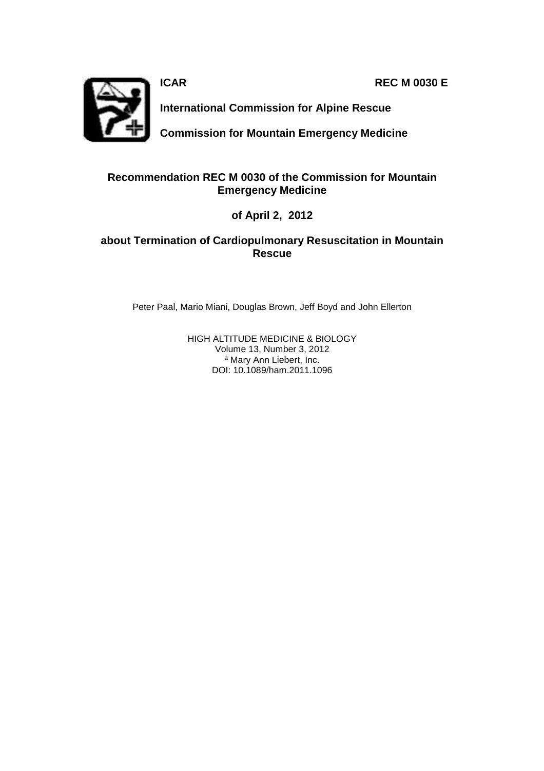**ICAR** **REC M 0030 E**

**International Commission for Alpine Rescue**

**Commission for Mountain Emergency Medicine**

# Recommendation REC M 0030 of the Commission for Mountain Emergency Medicine

## of April 2, 2012

## about Termination of Cardiopulmonary Resuscitation in Mountain Rescue

Peter Paal, Mario Miani, Douglas Brown, Jeff Boyd and John Ellerton

HIGH ALTITUDE MEDICINE & BIOLOGY
Volume 13, Number 3, 2012
ª Mary Ann Liebert, Inc.
DOI: 10.1089/ham.2011.1096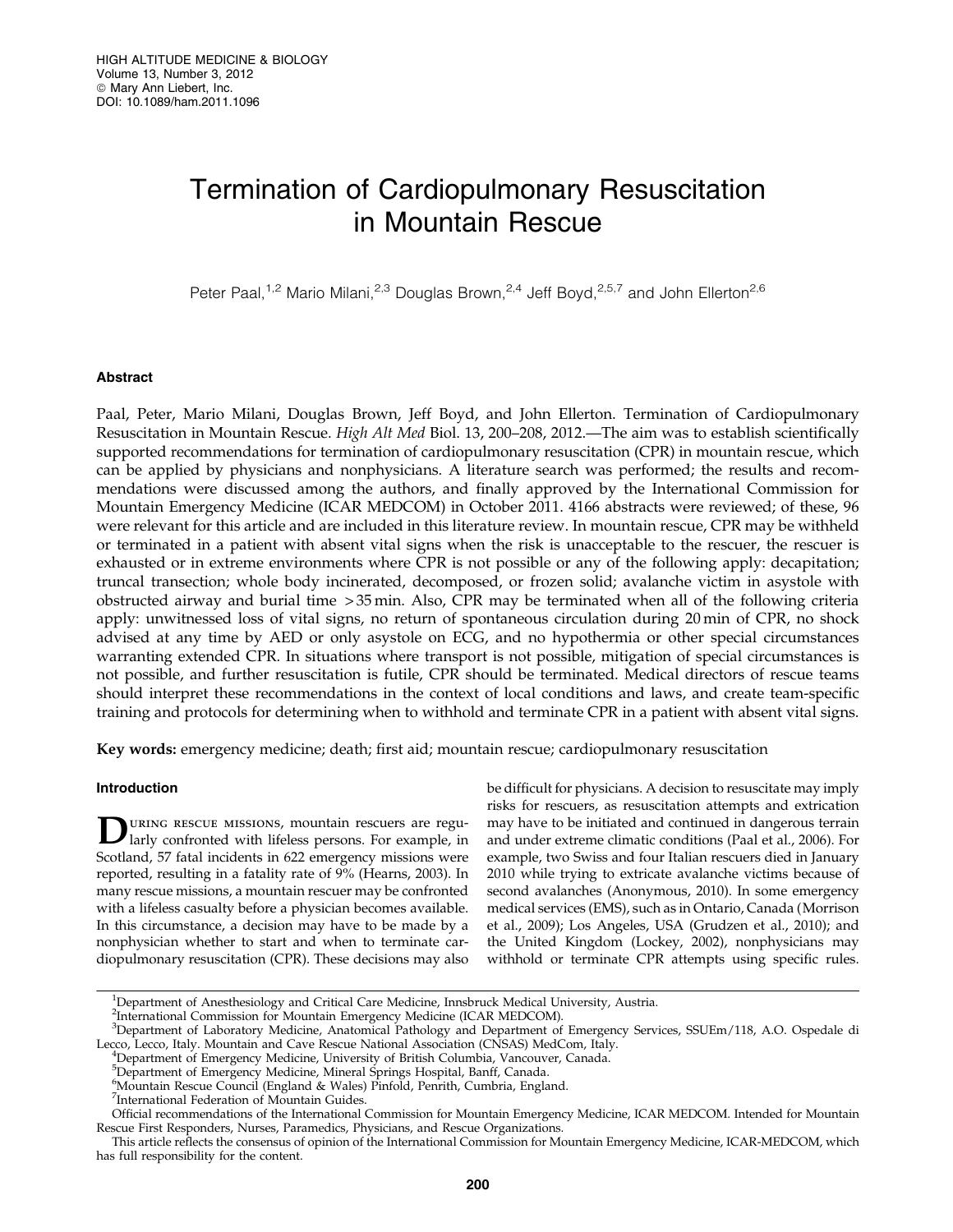# Termination of Cardiopulmonary Resuscitation in Mountain Rescue

Peter Paal,[1,2] Mario Milani,[2,3] Douglas Brown,[2,4] Jeff Boyd,[2,5,7] and John Ellerton[2,6]

## Abstract

Paal, Peter, Mario Milani, Douglas Brown, Jeff Boyd, and John Ellerton. Termination of Cardiopulmonary Resuscitation in Mountain Rescue. *High Alt Med* Biol. 13, 200–208, 2012.—The aim was to establish scientifically supported recommendations for termination of cardiopulmonary resuscitation (CPR) in mountain rescue, which can be applied by physicians and nonphysicians. A literature search was performed; the results and recommendations were discussed among the authors, and finally approved by the International Commission for Mountain Emergency Medicine (ICAR MEDCOM) in October 2011. 4166 abstracts were reviewed; of these, 96 were relevant for this article and are included in this literature review. In mountain rescue, CPR may be withheld or terminated in a patient with absent vital signs when the risk is unacceptable to the rescuer, the rescuer is exhausted or in extreme environments where CPR is not possible or any of the following apply: decapitation; truncal transection; whole body incinerated, decomposed, or frozen solid; avalanche victim in asystole with obstructed airway and burial time >35 min. Also, CPR may be terminated when all of the following criteria apply: unwitnessed loss of vital signs, no return of spontaneous circulation during 20 min of CPR, no shock advised at any time by AED or only asystole on ECG, and no hypothermia or other special circumstances warranting extended CPR. In situations where transport is not possible, mitigation of special circumstances is not possible, and further resuscitation is futile, CPR should be terminated. Medical directors of rescue teams should interpret these recommendations in the context of local conditions and laws, and create team-specific training and protocols for determining when to withhold and terminate CPR in a patient with absent vital signs.

**Key words:** emergency medicine; death; first aid; mountain rescue; cardiopulmonary resuscitation

## Introduction

During rescue missions, mountain rescuers are regularly confronted with lifeless persons. For example, in Scotland, 57 fatal incidents in 622 emergency missions were reported, resulting in a fatality rate of 9% (Hearns, 2003). In many rescue missions, a mountain rescuer may be confronted with a lifeless casualty before a physician becomes available. In this circumstance, a decision may have to be made by a nonphysician whether to start and when to terminate cardiopulmonary resuscitation (CPR). These decisions may also be difficult for physicians. A decision to resuscitate may imply risks for rescuers, as resuscitation attempts and extrication may have to be initiated and continued in dangerous terrain and under extreme climatic conditions (Paal et al., 2006). For example, two Swiss and four Italian rescuers died in January 2010 while trying to extricate avalanche victims because of second avalanches (Anonymous, 2010). In some emergency medical services (EMS), such as in Ontario, Canada (Morrison et al., 2009); Los Angeles, USA (Grudzen et al., 2010); and the United Kingdom (Lockey, 2002), nonphysicians may withhold or terminate CPR attempts using specific rules.

---

[1]Department of Anesthesiology and Critical Care Medicine, Innsbruck Medical University, Austria.
[2]International Commission for Mountain Emergency Medicine (ICAR MEDCOM).
[3]Department of Laboratory Medicine, Anatomical Pathology and Department of Emergency Services, SSUEm/118, A.O. Ospedale di Lecco, Lecco, Italy. Mountain and Cave Rescue National Association (CNSAS) MedCom, Italy.
[4]Department of Emergency Medicine, University of British Columbia, Vancouver, Canada.
[5]Department of Emergency Medicine, Mineral Springs Hospital, Banff, Canada.
[6]Mountain Rescue Council (England & Wales) Pinfold, Penrith, Cumbria, England.
[7]International Federation of Mountain Guides.

Official recommendations of the International Commission for Mountain Emergency Medicine, ICAR MEDCOM. Intended for Mountain Rescue First Responders, Nurses, Paramedics, Physicians, and Rescue Organizations.

This article reflects the consensus of opinion of the International Commission for Mountain Emergency Medicine, ICAR-MEDCOM, which has full responsibility for the content.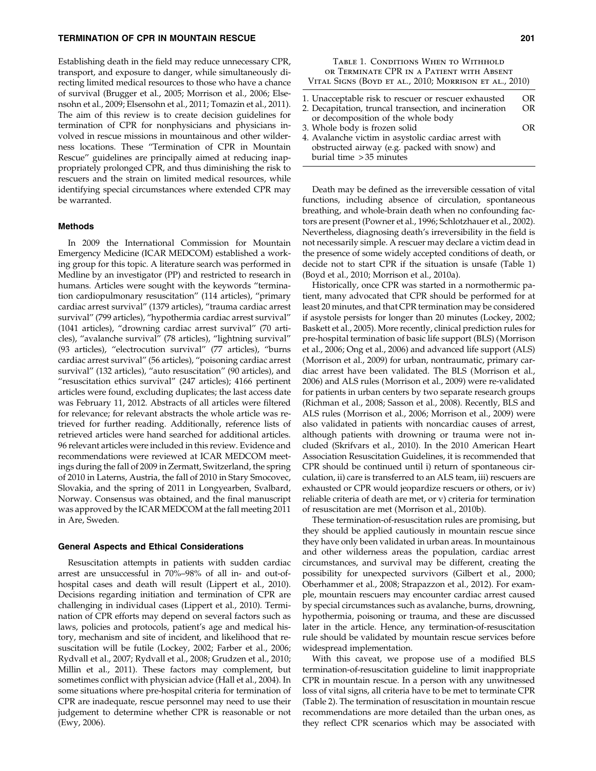Establishing death in the field may reduce unnecessary CPR, transport, and exposure to danger, while simultaneously directing limited medical resources to those who have a chance of survival (Brugger et al., 2005; Morrison et al., 2006; Elsensohn et al., 2009; Elsensohn et al., 2011; Tomazin et al., 2011). The aim of this review is to create decision guidelines for termination of CPR for nonphysicians and physicians involved in rescue missions in mountainous and other wilderness locations. These "Termination of CPR in Mountain Rescue" guidelines are principally aimed at reducing inappropriately prolonged CPR, and thus diminishing the risk to rescuers and the strain on limited medical resources, while identifying special circumstances where extended CPR may be warranted.

## Methods

In 2009 the International Commission for Mountain Emergency Medicine (ICAR MEDCOM) established a working group for this topic. A literature search was performed in Medline by an investigator (PP) and restricted to research in humans. Articles were sought with the keywords "termination cardiopulmonary resuscitation" (114 articles), "primary cardiac arrest survival" (1379 articles), "trauma cardiac arrest survival" (799 articles), "hypothermia cardiac arrest survival" (1041 articles), "drowning cardiac arrest survival" (70 articles), "avalanche survival" (78 articles), "lightning survival" (93 articles), "electrocution survival" (77 articles), "burns cardiac arrest survival" (56 articles), "poisoning cardiac arrest survival" (132 articles), "auto resuscitation" (90 articles), and "resuscitation ethics survival" (247 articles); 4166 pertinent articles were found, excluding duplicates; the last access date was February 11, 2012. Abstracts of all articles were filtered for relevance; for relevant abstracts the whole article was retrieved for further reading. Additionally, reference lists of retrieved articles were hand searched for additional articles. 96 relevant articles were included in this review. Evidence and recommendations were reviewed at ICAR MEDCOM meetings during the fall of 2009 in Zermatt, Switzerland, the spring of 2010 in Laterns, Austria, the fall of 2010 in Stary Smocovec, Slovakia, and the spring of 2011 in Longyearben, Svalbard, Norway. Consensus was obtained, and the final manuscript was approved by the ICAR MEDCOM at the fall meeting 2011 in Are, Sweden.

## General Aspects and Ethical Considerations

Resuscitation attempts in patients with sudden cardiac arrest are unsuccessful in 70%–98% of all in- and out-of-hospital cases and death will result (Lippert et al., 2010). Decisions regarding initiation and termination of CPR are challenging in individual cases (Lippert et al., 2010). Termination of CPR efforts may depend on several factors such as laws, policies and protocols, patient's age and medical history, mechanism and site of incident, and likelihood that resuscitation will be futile (Lockey, 2002; Farber et al., 2006; Rydvall et al., 2007; Rydvall et al., 2008; Grudzen et al., 2010; Millin et al., 2011). These factors may complement, but sometimes conflict with physician advice (Hall et al., 2004). In some situations where pre-hospital criteria for termination of CPR are inadequate, rescue personnel may need to use their judgement to determine whether CPR is reasonable or not (Ewy, 2006).

Table 1. Conditions When to Withhold or Terminate CPR in a Patient with Absent Vital Signs (Boyd et al., 2010; Morrison et al., 2010)

| Condition | |
|---|---|
| 1. Unacceptable risk to rescuer or rescuer exhausted | OR |
| 2. Decapitation, truncal transection, and incineration or decomposition of the whole body | OR |
| 3. Whole body is frozen solid | OR |
| 4. Avalanche victim in asystolic cardiac arrest with obstructed airway (e.g. packed with snow) and burial time >35 minutes | |

Death may be defined as the irreversible cessation of vital functions, including absence of circulation, spontaneous breathing, and whole-brain death when no confounding factors are present (Powner et al., 1996; Schlotzhauer et al., 2002). Nevertheless, diagnosing death's irreversibility in the field is not necessarily simple. A rescuer may declare a victim dead in the presence of some widely accepted conditions of death, or decide not to start CPR if the situation is unsafe (Table 1) (Boyd et al., 2010; Morrison et al., 2010a).

Historically, once CPR was started in a normothermic patient, many advocated that CPR should be performed for at least 20 minutes, and that CPR termination may be considered if asystole persists for longer than 20 minutes (Lockey, 2002; Baskett et al., 2005). More recently, clinical prediction rules for pre-hospital termination of basic life support (BLS) (Morrison et al., 2006; Ong et al., 2006) and advanced life support (ALS) (Morrison et al., 2009) for urban, nontraumatic, primary cardiac arrest have been validated. The BLS (Morrison et al., 2006) and ALS rules (Morrison et al., 2009) were re-validated for patients in urban centers by two separate research groups (Richman et al., 2008; Sasson et al., 2008). Recently, BLS and ALS rules (Morrison et al., 2006; Morrison et al., 2009) were also validated in patients with noncardiac causes of arrest, although patients with drowning or trauma were not included (Skrifvars et al., 2010). In the 2010 American Heart Association Resuscitation Guidelines, it is recommended that CPR should be continued until i) return of spontaneous circulation, ii) care is transferred to an ALS team, iii) rescuers are exhausted or CPR would jeopardize rescuers or others, or iv) reliable criteria of death are met, or v) criteria for termination of resuscitation are met (Morrison et al., 2010b).

These termination-of-resuscitation rules are promising, but they should be applied cautiously in mountain rescue since they have only been validated in urban areas. In mountainous and other wilderness areas the population, cardiac arrest circumstances, and survival may be different, creating the possibility for unexpected survivors (Gilbert et al., 2000; Oberhammer et al., 2008; Strapazzon et al., 2012). For example, mountain rescuers may encounter cardiac arrest caused by special circumstances such as avalanche, burns, drowning, hypothermia, poisoning or trauma, and these are discussed later in the article. Hence, any termination-of-resuscitation rule should be validated by mountain rescue services before widespread implementation.

With this caveat, we propose use of a modified BLS termination-of-resuscitation guideline to limit inappropriate CPR in mountain rescue. In a person with any unwitnessed loss of vital signs, all criteria have to be met to terminate CPR (Table 2). The termination of resuscitation in mountain rescue recommendations are more detailed than the urban ones, as they reflect CPR scenarios which may be associated with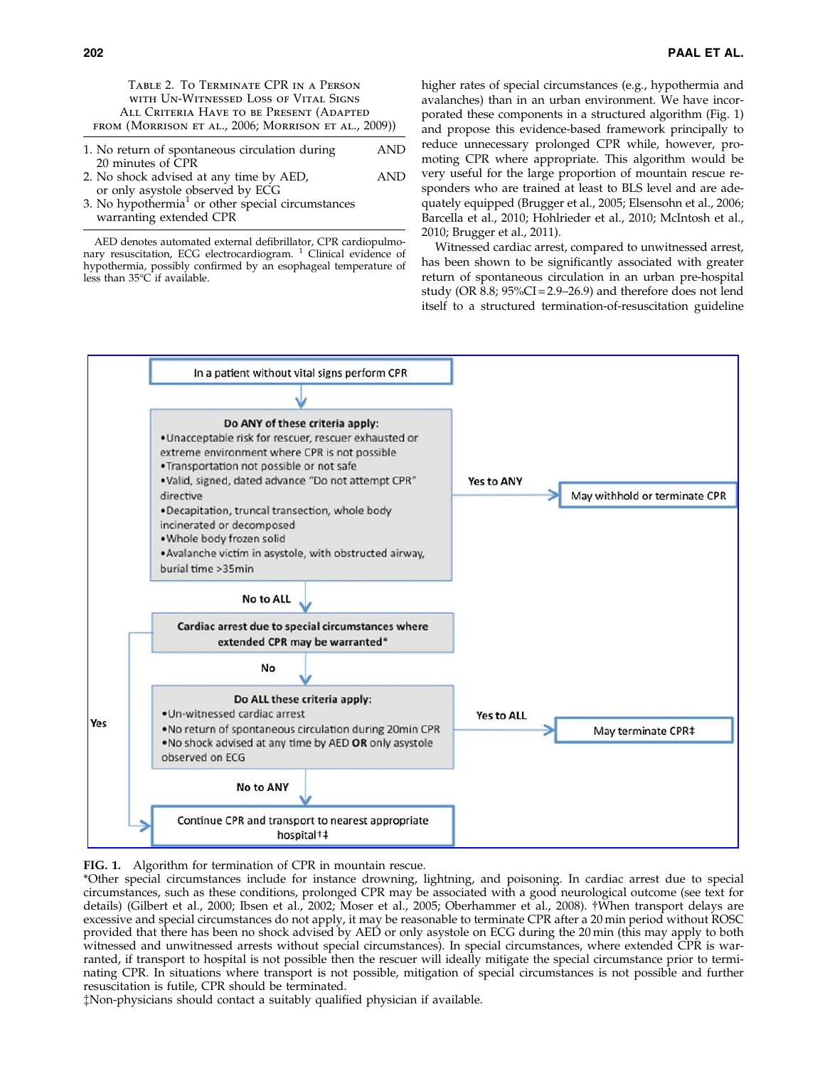Table 2. To Terminate CPR in a Person with Un-Witnessed Loss of Vital Signs All Criteria Have to be Present (Adapted from (Morrison et al., 2006; Morrison et al., 2009))

| | |
|---|---|
| 1. No return of spontaneous circulation during 20 minutes of CPR | AND |
| 2. No shock advised at any time by AED, or only asystole observed by ECG | AND |
| 3. No hypothermia[1] or other special circumstances warranting extended CPR | |

AED denotes automated external defibrillator, CPR cardiopulmonary resuscitation, ECG electrocardiogram. [1] Clinical evidence of hypothermia, possibly confirmed by an esophageal temperature of less than 35°C if available.

higher rates of special circumstances (e.g., hypothermia and avalanches) than in an urban environment. We have incorporated these components in a structured algorithm (Fig. 1) and propose this evidence-based framework principally to reduce unnecessary prolonged CPR while, however, promoting CPR where appropriate. This algorithm would be very useful for the large proportion of mountain rescue responders who are trained at least to BLS level and are adequately equipped (Brugger et al., 2005; Elsensohn et al., 2006; Barcella et al., 2010; Hohlrieder et al., 2010; McIntosh et al., 2010; Brugger et al., 2011).

Witnessed cardiac arrest, compared to unwitnessed arrest, has been shown to be significantly associated with greater return of spontaneous circulation in an urban pre-hospital study (OR 8.8; 95%CI = 2.9–26.9) and therefore does not lend itself to a structured termination-of-resuscitation guideline

In a patient without vital signs perform CPR

↓

**Do ANY of these criteria apply:**
- Unacceptable risk for rescuer, rescuer exhausted or extreme environment where CPR is not possible
- Transportation not possible or not safe
- Valid, signed, dated advance "Do not attempt CPR" directive
- Decapitation, truncal transection, whole body incinerated or decomposed
- Whole body frozen solid
- Avalanche victim in asystole, with obstructed airway, burial time >35min

Yes to ANY → May withhold or terminate CPR

No to ALL ↓

**Cardiac arrest due to special circumstances where extended CPR may be warranted***

Yes → Continue CPR and transport to nearest appropriate hospital†‡

No ↓

**Do ALL these criteria apply:**
- Un-witnessed cardiac arrest
- No return of spontaneous circulation during 20min CPR
- No shock advised at any time by AED **OR** only asystole observed on ECG

Yes to ALL → May terminate CPR‡

No to ANY ↓

Continue CPR and transport to nearest appropriate hospital†‡

**FIG. 1.** Algorithm for termination of CPR in mountain rescue.
*Other special circumstances include for instance drowning, lightning, and poisoning. In cardiac arrest due to special circumstances, such as these conditions, prolonged CPR may be associated with a good neurological outcome (see text for details) (Gilbert et al., 2000; Ibsen et al., 2002; Moser et al., 2005; Oberhammer et al., 2008). †When transport delays are excessive and special circumstances do not apply, it may be reasonable to terminate CPR after a 20 min period without ROSC provided that there has been no shock advised by AED or only asystole on ECG during the 20 min (this may apply to both witnessed and unwitnessed arrests without special circumstances). In special circumstances, where extended CPR is warranted, if transport to hospital is not possible then the rescuer will ideally mitigate the special circumstance prior to terminating CPR. In situations where transport is not possible, mitigation of special circumstances is not possible and further resuscitation is futile, CPR should be terminated.
‡Non-physicians should contact a suitably qualified physician if available.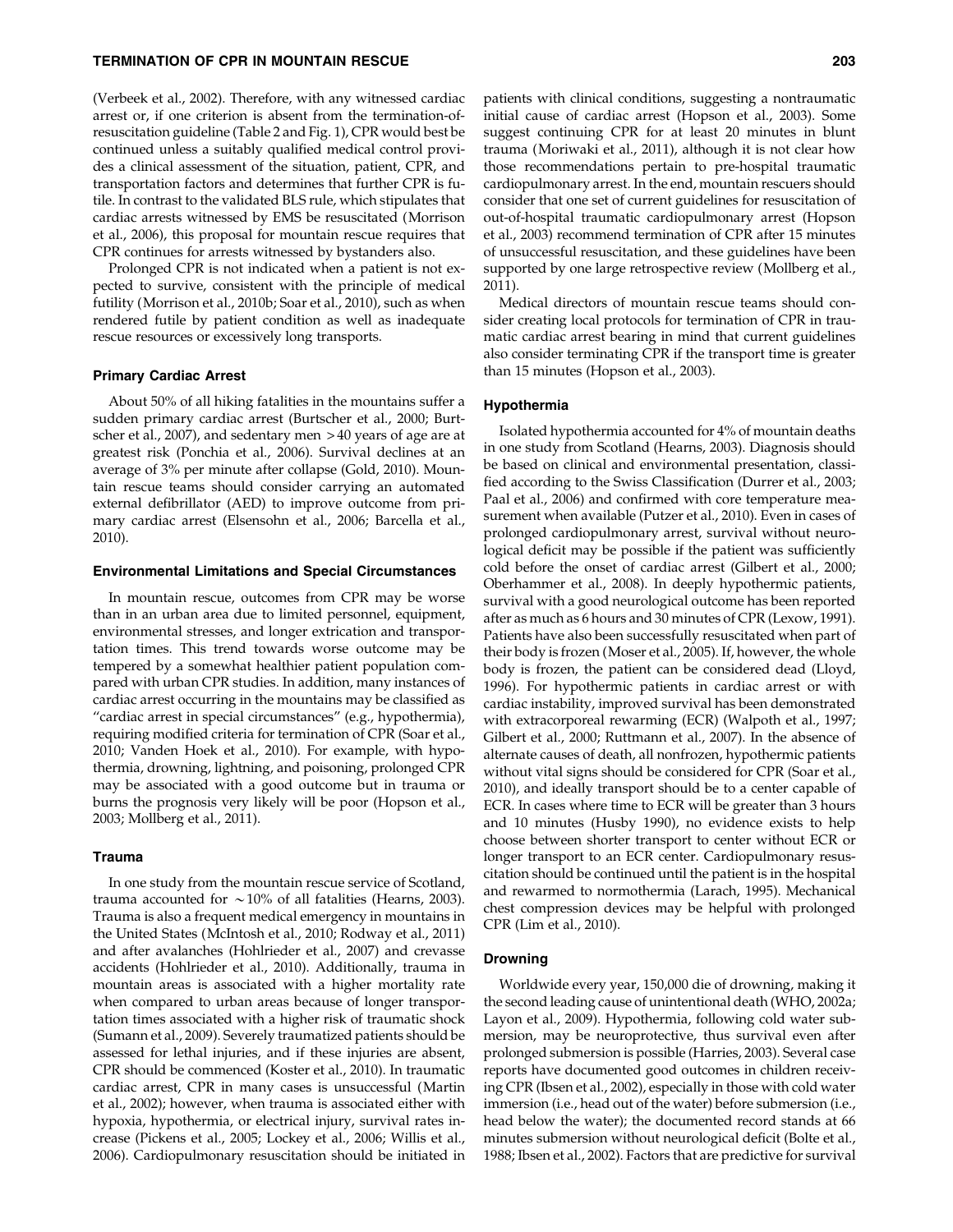(Verbeek et al., 2002). Therefore, with any witnessed cardiac arrest or, if one criterion is absent from the termination-of-resuscitation guideline (Table 2 and Fig. 1), CPR would best be continued unless a suitably qualified medical control provides a clinical assessment of the situation, patient, CPR, and transportation factors and determines that further CPR is futile. In contrast to the validated BLS rule, which stipulates that cardiac arrests witnessed by EMS be resuscitated (Morrison et al., 2006), this proposal for mountain rescue requires that CPR continues for arrests witnessed by bystanders also.

Prolonged CPR is not indicated when a patient is not expected to survive, consistent with the principle of medical futility (Morrison et al., 2010b; Soar et al., 2010), such as when rendered futile by patient condition as well as inadequate rescue resources or excessively long transports.

### Primary Cardiac Arrest

About 50% of all hiking fatalities in the mountains suffer a sudden primary cardiac arrest (Burtscher et al., 2000; Burtscher et al., 2007), and sedentary men >40 years of age are at greatest risk (Ponchia et al., 2006). Survival declines at an average of 3% per minute after collapse (Gold, 2010). Mountain rescue teams should consider carrying an automated external defibrillator (AED) to improve outcome from primary cardiac arrest (Elsensohn et al., 2006; Barcella et al., 2010).

### Environmental Limitations and Special Circumstances

In mountain rescue, outcomes from CPR may be worse than in an urban area due to limited personnel, equipment, environmental stresses, and longer extrication and transportation times. This trend towards worse outcome may be tempered by a somewhat healthier patient population compared with urban CPR studies. In addition, many instances of cardiac arrest occurring in the mountains may be classified as "cardiac arrest in special circumstances" (e.g., hypothermia), requiring modified criteria for termination of CPR (Soar et al., 2010; Vanden Hoek et al., 2010). For example, with hypothermia, drowning, lightning, and poisoning, prolonged CPR may be associated with a good outcome but in trauma or burns the prognosis very likely will be poor (Hopson et al., 2003; Mollberg et al., 2011).

### Trauma

In one study from the mountain rescue service of Scotland, trauma accounted for ~10% of all fatalities (Hearns, 2003). Trauma is also a frequent medical emergency in mountains in the United States (McIntosh et al., 2010; Rodway et al., 2011) and after avalanches (Hohlrieder et al., 2007) and crevasse accidents (Hohlrieder et al., 2010). Additionally, trauma in mountain areas is associated with a higher mortality rate when compared to urban areas because of longer transportation times associated with a higher risk of traumatic shock (Sumann et al., 2009). Severely traumatized patients should be assessed for lethal injuries, and if these injuries are absent, CPR should be commenced (Koster et al., 2010). In traumatic cardiac arrest, CPR in many cases is unsuccessful (Martin et al., 2002); however, when trauma is associated either with hypoxia, hypothermia, or electrical injury, survival rates increase (Pickens et al., 2005; Lockey et al., 2006; Willis et al., 2006). Cardiopulmonary resuscitation should be initiated in patients with clinical conditions, suggesting a nontraumatic initial cause of cardiac arrest (Hopson et al., 2003). Some suggest continuing CPR for at least 20 minutes in blunt trauma (Moriwaki et al., 2011), although it is not clear how those recommendations pertain to pre-hospital traumatic cardiopulmonary arrest. In the end, mountain rescuers should consider that one set of current guidelines for resuscitation of out-of-hospital traumatic cardiopulmonary arrest (Hopson et al., 2003) recommend termination of CPR after 15 minutes of unsuccessful resuscitation, and these guidelines have been supported by one large retrospective review (Mollberg et al., 2011).

Medical directors of mountain rescue teams should consider creating local protocols for termination of CPR in traumatic cardiac arrest bearing in mind that current guidelines also consider terminating CPR if the transport time is greater than 15 minutes (Hopson et al., 2003).

### Hypothermia

Isolated hypothermia accounted for 4% of mountain deaths in one study from Scotland (Hearns, 2003). Diagnosis should be based on clinical and environmental presentation, classified according to the Swiss Classification (Durrer et al., 2003; Paal et al., 2006) and confirmed with core temperature measurement when available (Putzer et al., 2010). Even in cases of prolonged cardiopulmonary arrest, survival without neurological deficit may be possible if the patient was sufficiently cold before the onset of cardiac arrest (Gilbert et al., 2000; Oberhammer et al., 2008). In deeply hypothermic patients, survival with a good neurological outcome has been reported after as much as 6 hours and 30 minutes of CPR (Lexow, 1991). Patients have also been successfully resuscitated when part of their body is frozen (Moser et al., 2005). If, however, the whole body is frozen, the patient can be considered dead (Lloyd, 1996). For hypothermic patients in cardiac arrest or with cardiac instability, improved survival has been demonstrated with extracorporeal rewarming (ECR) (Walpoth et al., 1997; Gilbert et al., 2000; Ruttmann et al., 2007). In the absence of alternate causes of death, all nonfrozen, hypothermic patients without vital signs should be considered for CPR (Soar et al., 2010), and ideally transport should be to a center capable of ECR. In cases where time to ECR will be greater than 3 hours and 10 minutes (Husby 1990), no evidence exists to help choose between shorter transport to center without ECR or longer transport to an ECR center. Cardiopulmonary resuscitation should be continued until the patient is in the hospital and rewarmed to normothermia (Larach, 1995). Mechanical chest compression devices may be helpful with prolonged CPR (Lim et al., 2010).

### Drowning

Worldwide every year, 150,000 die of drowning, making it the second leading cause of unintentional death (WHO, 2002a; Layon et al., 2009). Hypothermia, following cold water submersion, may be neuroprotective, thus survival even after prolonged submersion is possible (Harries, 2003). Several case reports have documented good outcomes in children receiving CPR (Ibsen et al., 2002), especially in those with cold water immersion (i.e., head out of the water) before submersion (i.e., head below the water); the documented record stands at 66 minutes submersion without neurological deficit (Bolte et al., 1988; Ibsen et al., 2002). Factors that are predictive for survival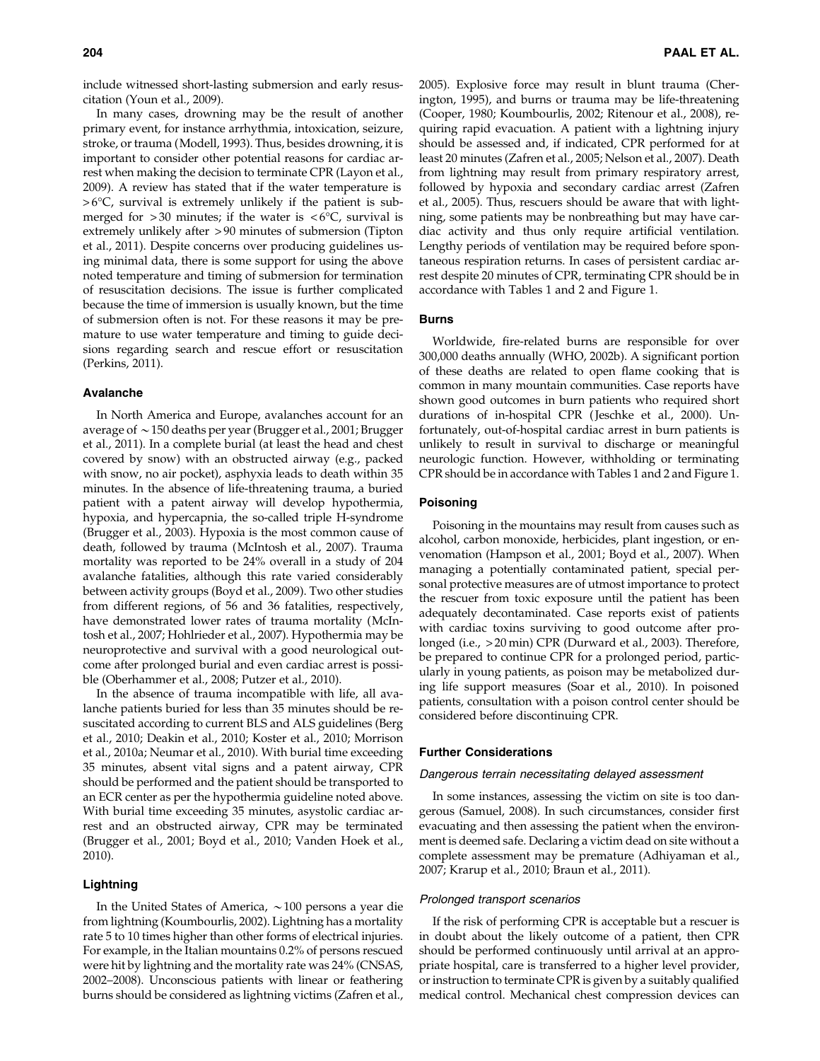include witnessed short-lasting submersion and early resuscitation (Youn et al., 2009).

In many cases, drowning may be the result of another primary event, for instance arrhythmia, intoxication, seizure, stroke, or trauma (Modell, 1993). Thus, besides drowning, it is important to consider other potential reasons for cardiac arrest when making the decision to terminate CPR (Layon et al., 2009). A review has stated that if the water temperature is >6°C, survival is extremely unlikely if the patient is submerged for >30 minutes; if the water is <6°C, survival is extremely unlikely after >90 minutes of submersion (Tipton et al., 2011). Despite concerns over producing guidelines using minimal data, there is some support for using the above noted temperature and timing of submersion for termination of resuscitation decisions. The issue is further complicated because the time of immersion is usually known, but the time of submersion often is not. For these reasons it may be premature to use water temperature and timing to guide decisions regarding search and rescue effort or resuscitation (Perkins, 2011).

### Avalanche

In North America and Europe, avalanches account for an average of ~150 deaths per year (Brugger et al., 2001; Brugger et al., 2011). In a complete burial (at least the head and chest covered by snow) with an obstructed airway (e.g., packed with snow, no air pocket), asphyxia leads to death within 35 minutes. In the absence of life-threatening trauma, a buried patient with a patent airway will develop hypothermia, hypoxia, and hypercapnia, the so-called triple H-syndrome (Brugger et al., 2003). Hypoxia is the most common cause of death, followed by trauma (McIntosh et al., 2007). Trauma mortality was reported to be 24% overall in a study of 204 avalanche fatalities, although this rate varied considerably between activity groups (Boyd et al., 2009). Two other studies from different regions, of 56 and 36 fatalities, respectively, have demonstrated lower rates of trauma mortality (McIntosh et al., 2007; Hohlrieder et al., 2007). Hypothermia may be neuroprotective and survival with a good neurological outcome after prolonged burial and even cardiac arrest is possible (Oberhammer et al., 2008; Putzer et al., 2010).

In the absence of trauma incompatible with life, all avalanche patients buried for less than 35 minutes should be resuscitated according to current BLS and ALS guidelines (Berg et al., 2010; Deakin et al., 2010; Koster et al., 2010; Morrison et al., 2010a; Neumar et al., 2010). With burial time exceeding 35 minutes, absent vital signs and a patent airway, CPR should be performed and the patient should be transported to an ECR center as per the hypothermia guideline noted above. With burial time exceeding 35 minutes, asystolic cardiac arrest and an obstructed airway, CPR may be terminated (Brugger et al., 2001; Boyd et al., 2010; Vanden Hoek et al., 2010).

### Lightning

In the United States of America, ~100 persons a year die from lightning (Koumbourlis, 2002). Lightning has a mortality rate 5 to 10 times higher than other forms of electrical injuries. For example, in the Italian mountains 0.2% of persons rescued were hit by lightning and the mortality rate was 24% (CNSAS, 2002–2008). Unconscious patients with linear or feathering burns should be considered as lightning victims (Zafren et al., 2005). Explosive force may result in blunt trauma (Cherington, 1995), and burns or trauma may be life-threatening (Cooper, 1980; Koumbourlis, 2002; Ritenour et al., 2008), requiring rapid evacuation. A patient with a lightning injury should be assessed and, if indicated, CPR performed for at least 20 minutes (Zafren et al., 2005; Nelson et al., 2007). Death from lightning may result from primary respiratory arrest, followed by hypoxia and secondary cardiac arrest (Zafren et al., 2005). Thus, rescuers should be aware that with lightning, some patients may be nonbreathing but may have cardiac activity and thus only require artificial ventilation. Lengthy periods of ventilation may be required before spontaneous respiration returns. In cases of persistent cardiac arrest despite 20 minutes of CPR, terminating CPR should be in accordance with Tables 1 and 2 and Figure 1.

### Burns

Worldwide, fire-related burns are responsible for over 300,000 deaths annually (WHO, 2002b). A significant portion of these deaths are related to open flame cooking that is common in many mountain communities. Case reports have shown good outcomes in burn patients who required short durations of in-hospital CPR (Jeschke et al., 2000). Unfortunately, out-of-hospital cardiac arrest in burn patients is unlikely to result in survival to discharge or meaningful neurologic function. However, withholding or terminating CPR should be in accordance with Tables 1 and 2 and Figure 1.

### Poisoning

Poisoning in the mountains may result from causes such as alcohol, carbon monoxide, herbicides, plant ingestion, or envenomation (Hampson et al., 2001; Boyd et al., 2007). When managing a potentially contaminated patient, special personal protective measures are of utmost importance to protect the rescuer from toxic exposure until the patient has been adequately decontaminated. Case reports exist of patients with cardiac toxins surviving to good outcome after prolonged (i.e., >20 min) CPR (Durward et al., 2003). Therefore, be prepared to continue CPR for a prolonged period, particularly in young patients, as poison may be metabolized during life support measures (Soar et al., 2010). In poisoned patients, consultation with a poison control center should be considered before discontinuing CPR.

## Further Considerations

### *Dangerous terrain necessitating delayed assessment*

In some instances, assessing the victim on site is too dangerous (Samuel, 2008). In such circumstances, consider first evacuating and then assessing the patient when the environment is deemed safe. Declaring a victim dead on site without a complete assessment may be premature (Adhiyaman et al., 2007; Krarup et al., 2010; Braun et al., 2011).

### *Prolonged transport scenarios*

If the risk of performing CPR is acceptable but a rescuer is in doubt about the likely outcome of a patient, then CPR should be performed continuously until arrival at an appropriate hospital, care is transferred to a higher level provider, or instruction to terminate CPR is given by a suitably qualified medical control. Mechanical chest compression devices can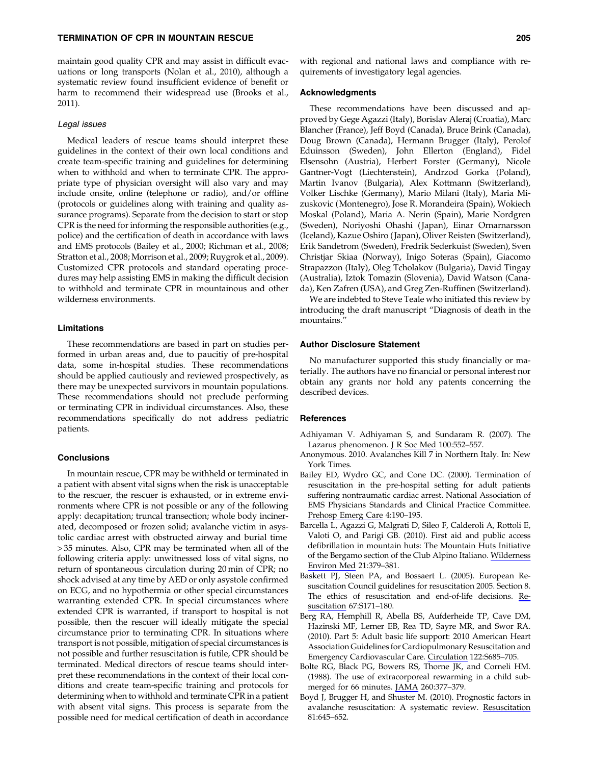maintain good quality CPR and may assist in difficult evacuations or long transports (Nolan et al., 2010), although a systematic review found insufficient evidence of benefit or harm to recommend their widespread use (Brooks et al., 2011).

### *Legal issues*

Medical leaders of rescue teams should interpret these guidelines in the context of their own local conditions and create team-specific training and guidelines for determining when to withhold and when to terminate CPR. The appropriate type of physician oversight will also vary and may include onsite, online (telephone or radio), and/or offline (protocols or guidelines along with training and quality assurance programs). Separate from the decision to start or stop CPR is the need for informing the responsible authorities (e.g., police) and the certification of death in accordance with laws and EMS protocols (Bailey et al., 2000; Richman et al., 2008; Stratton et al., 2008; Morrison et al., 2009; Ruygrok et al., 2009). Customized CPR protocols and standard operating procedures may help assisting EMS in making the difficult decision to withhold and terminate CPR in mountainous and other wilderness environments.

## Limitations

These recommendations are based in part on studies performed in urban areas and, due to paucitiy of pre-hospital data, some in-hospital studies. These recommendations should be applied cautiously and reviewed prospectively, as there may be unexpected survivors in mountain populations. These recommendations should not preclude performing or terminating CPR in individual circumstances. Also, these recommendations specifically do not address pediatric patients.

## Conclusions

In mountain rescue, CPR may be withheld or terminated in a patient with absent vital signs when the risk is unacceptable to the rescuer, the rescuer is exhausted, or in extreme environments where CPR is not possible or any of the following apply: decapitation; truncal transection; whole body incinerated, decomposed or frozen solid; avalanche victim in asystolic cardiac arrest with obstructed airway and burial time >35 minutes. Also, CPR may be terminated when all of the following criteria apply: unwitnessed loss of vital signs, no return of spontaneous circulation during 20 min of CPR; no shock advised at any time by AED or only asystole confirmed on ECG, and no hypothermia or other special circumstances warranting extended CPR. In special circumstances where extended CPR is warranted, if transport to hospital is not possible, then the rescuer will ideally mitigate the special circumstance prior to terminating CPR. In situations where transport is not possible, mitigation of special circumstances is not possible and further resuscitation is futile, CPR should be terminated. Medical directors of rescue teams should interpret these recommendations in the context of their local conditions and create team-specific training and protocols for determining when to withhold and terminate CPR in a patient with absent vital signs. This process is separate from the possible need for medical certification of death in accordance with regional and national laws and compliance with requirements of investigatory legal agencies.

## Acknowledgments

These recommendations have been discussed and approved by Gege Agazzi (Italy), Borislav Aleraj (Croatia), Marc Blancher (France), Jeff Boyd (Canada), Bruce Brink (Canada), Doug Brown (Canada), Hermann Brugger (Italy), Perolof Eduinsson (Sweden), John Ellerton (England), Fidel Elsensohn (Austria), Herbert Forster (Germany), Nicole Gantner-Vogt (Liechtenstein), Andrzod Gorka (Poland), Martin Ivanov (Bulgaria), Alex Kottmann (Switzerland), Volker Lischke (Germany), Mario Milani (Italy), Maria Mizuskovic (Montenegro), Jose R. Morandeira (Spain), Wokiech Moskal (Poland), Maria A. Nerin (Spain), Marie Nordgren (Sweden), Noriyoshi Ohashi (Japan), Einar Ornarnarsson (Iceland), Kazue Oshiro (Japan), Oliver Reisten (Switzerland), Erik Sandetrom (Sweden), Fredrik Sederkuist (Sweden), Sven Christjar Skiaa (Norway), Inigo Soteras (Spain), Giacomo Strapazzon (Italy), Oleg Tcholakov (Bulgaria), David Tingay (Australia), Iztok Tomazin (Slovenia), David Watson (Canada), Ken Zafren (USA), and Greg Zen-Ruffinen (Switzerland).

We are indebted to Steve Teale who initiated this review by introducing the draft manuscript "Diagnosis of death in the mountains."

## Author Disclosure Statement

No manufacturer supported this study financially or materially. The authors have no financial or personal interest nor obtain any grants nor hold any patents concerning the described devices.

## References

Adhiyaman V. Adhiyaman S, and Sundaram R. (2007). The Lazarus phenomenon. J R Soc Med 100:552–557.

Anonymous. 2010. Avalanches Kill 7 in Northern Italy. In: New York Times.

Bailey ED, Wydro GC, and Cone DC. (2000). Termination of resuscitation in the pre-hospital setting for adult patients suffering nontraumatic cardiac arrest. National Association of EMS Physicians Standards and Clinical Practice Committee. Prehosp Emerg Care 4:190–195.

Barcella L, Agazzi G, Malgrati D, Sileo F, Calderoli A, Rottoli E, Valoti O, and Parigi GB. (2010). First aid and public access defibrillation in mountain huts: The Mountain Huts Initiative of the Bergamo section of the Club Alpino Italiano. Wilderness Environ Med 21:379–381.

Baskett PJ, Steen PA, and Bossaert L. (2005). European Resuscitation Council guidelines for resuscitation 2005. Section 8. The ethics of resuscitation and end-of-life decisions. Resuscitation 67:S171–180.

Berg RA, Hemphill R, Abella BS, Aufderheide TP, Cave DM, Hazinski MF, Lerner EB, Rea TD, Sayre MR, and Swor RA. (2010). Part 5: Adult basic life support: 2010 American Heart Association Guidelines for Cardiopulmonary Resuscitation and Emergency Cardiovascular Care. Circulation 122:S685–705.

Bolte RG, Black PG, Bowers RS, Thorne JK, and Corneli HM. (1988). The use of extracorporeal rewarming in a child submerged for 66 minutes. JAMA 260:377–379.

Boyd J, Brugger H, and Shuster M. (2010). Prognostic factors in avalanche resuscitation: A systematic review. Resuscitation 81:645–652.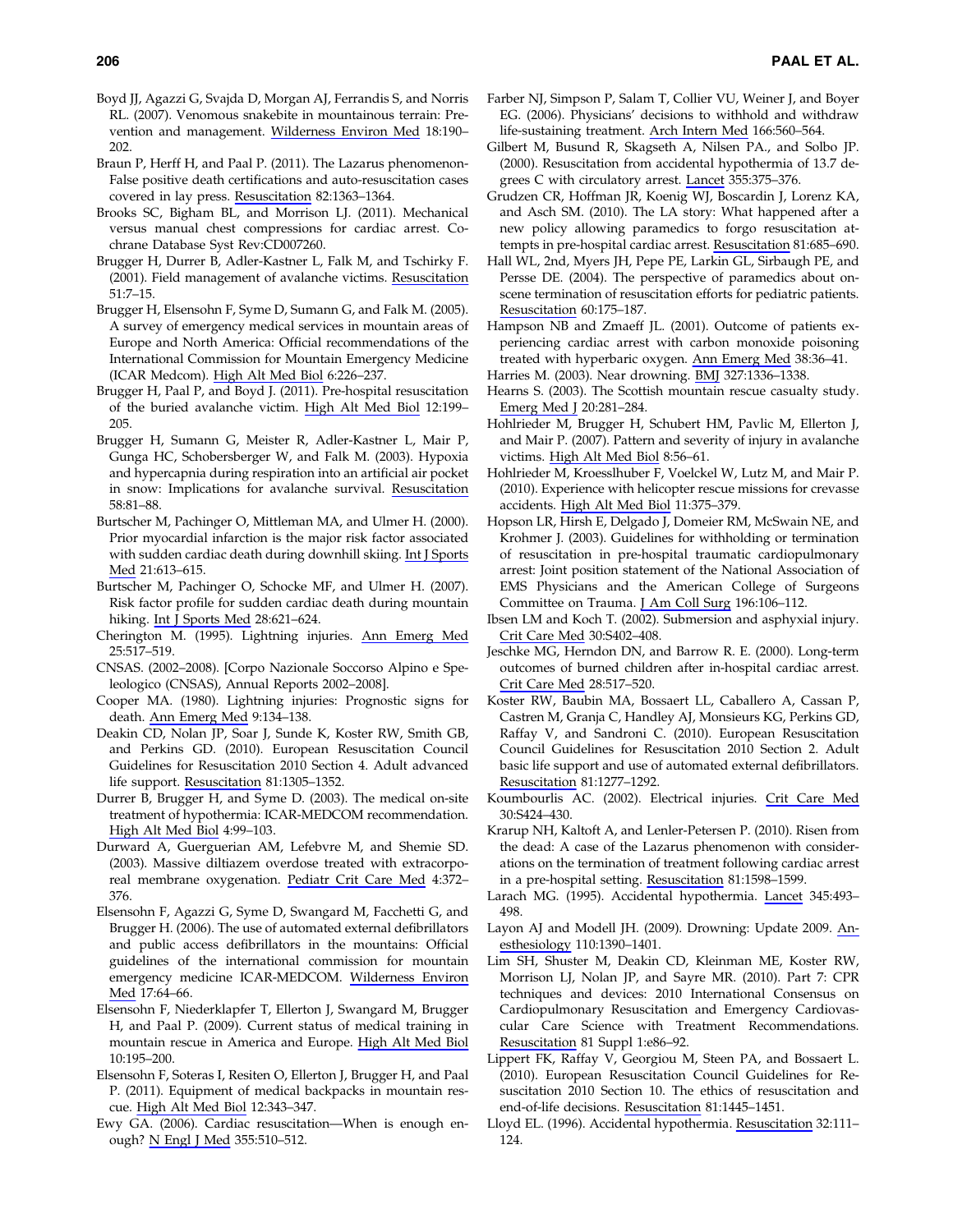Boyd JJ, Agazzi G, Svajda D, Morgan AJ, Ferrandis S, and Norris RL. (2007). Venomous snakebite in mountainous terrain: Prevention and management. Wilderness Environ Med 18:190–202.

Braun P, Herff H, and Paal P. (2011). The Lazarus phenomenon-False positive death certifications and auto-resuscitation cases covered in lay press. Resuscitation 82:1363–1364.

Brooks SC, Bigham BL, and Morrison LJ. (2011). Mechanical versus manual chest compressions for cardiac arrest. Cochrane Database Syst Rev:CD007260.

Brugger H, Durrer B, Adler-Kastner L, Falk M, and Tschirky F. (2001). Field management of avalanche victims. Resuscitation 51:7–15.

Brugger H, Elsensohn F, Syme D, Sumann G, and Falk M. (2005). A survey of emergency medical services in mountain areas of Europe and North America: Official recommendations of the International Commission for Mountain Emergency Medicine (ICAR Medcom). High Alt Med Biol 6:226–237.

Brugger H, Paal P, and Boyd J. (2011). Pre-hospital resuscitation of the buried avalanche victim. High Alt Med Biol 12:199–205.

Brugger H, Sumann G, Meister R, Adler-Kastner L, Mair P, Gunga HC, Schobersberger W, and Falk M. (2003). Hypoxia and hypercapnia during respiration into an artificial air pocket in snow: Implications for avalanche survival. Resuscitation 58:81–88.

Burtscher M, Pachinger O, Mittleman MA, and Ulmer H. (2000). Prior myocardial infarction is the major risk factor associated with sudden cardiac death during downhill skiing. Int J Sports Med 21:613–615.

Burtscher M, Pachinger O, Schocke MF, and Ulmer H. (2007). Risk factor profile for sudden cardiac death during mountain hiking. Int J Sports Med 28:621–624.

Cherington M. (1995). Lightning injuries. Ann Emerg Med 25:517–519.

CNSAS. (2002–2008). [Corpo Nazionale Soccorso Alpino e Speleologico (CNSAS), Annual Reports 2002–2008].

Cooper MA. (1980). Lightning injuries: Prognostic signs for death. Ann Emerg Med 9:134–138.

Deakin CD, Nolan JP, Soar J, Sunde K, Koster RW, Smith GB, and Perkins GD. (2010). European Resuscitation Council Guidelines for Resuscitation 2010 Section 4. Adult advanced life support. Resuscitation 81:1305–1352.

Durrer B, Brugger H, and Syme D. (2003). The medical on-site treatment of hypothermia: ICAR-MEDCOM recommendation. High Alt Med Biol 4:99–103.

Durward A, Guerguerian AM, Lefebvre M, and Shemie SD. (2003). Massive diltiazem overdose treated with extracorporeal membrane oxygenation. Pediatr Crit Care Med 4:372–376.

Elsensohn F, Agazzi G, Syme D, Swangard M, Facchetti G, and Brugger H. (2006). The use of automated external defibrillators and public access defibrillators in the mountains: Official guidelines of the international commission for mountain emergency medicine ICAR-MEDCOM. Wilderness Environ Med 17:64–66.

Elsensohn F, Niederklapfer T, Ellerton J, Swangard M, Brugger H, and Paal P. (2009). Current status of medical training in mountain rescue in America and Europe. High Alt Med Biol 10:195–200.

Elsensohn F, Soteras I, Resiten O, Ellerton J, Brugger H, and Paal P. (2011). Equipment of medical backpacks in mountain rescue. High Alt Med Biol 12:343–347.

Ewy GA. (2006). Cardiac resuscitation—When is enough enough? N Engl J Med 355:510–512.

Farber NJ, Simpson P, Salam T, Collier VU, Weiner J, and Boyer EG. (2006). Physicians' decisions to withhold and withdraw life-sustaining treatment. Arch Intern Med 166:560–564.

Gilbert M, Busund R, Skagseth A, Nilsen PA., and Solbo JP. (2000). Resuscitation from accidental hypothermia of 13.7 degrees C with circulatory arrest. Lancet 355:375–376.

Grudzen CR, Hoffman JR, Koenig WJ, Boscardin J, Lorenz KA, and Asch SM. (2010). The LA story: What happened after a new policy allowing paramedics to forgo resuscitation attempts in pre-hospital cardiac arrest. Resuscitation 81:685–690.

Hall WL, 2nd, Myers JH, Pepe PE, Larkin GL, Sirbaugh PE, and Persse DE. (2004). The perspective of paramedics about on-scene termination of resuscitation efforts for pediatric patients. Resuscitation 60:175–187.

Hampson NB and Zmaeff JL. (2001). Outcome of patients experiencing cardiac arrest with carbon monoxide poisoning treated with hyperbaric oxygen. Ann Emerg Med 38:36–41.

Harries M. (2003). Near drowning. BMJ 327:1336–1338.

Hearns S. (2003). The Scottish mountain rescue casualty study. Emerg Med J 20:281–284.

Hohlrieder M, Brugger H, Schubert HM, Pavlic M, Ellerton J, and Mair P. (2007). Pattern and severity of injury in avalanche victims. High Alt Med Biol 8:56–61.

Hohlrieder M, Kroesslhuber F, Voelckel W, Lutz M, and Mair P. (2010). Experience with helicopter rescue missions for crevasse accidents. High Alt Med Biol 11:375–379.

Hopson LR, Hirsh E, Delgado J, Domeier RM, McSwain NE, and Krohmer J. (2003). Guidelines for withholding or termination of resuscitation in pre-hospital traumatic cardiopulmonary arrest: Joint position statement of the National Association of EMS Physicians and the American College of Surgeons Committee on Trauma. J Am Coll Surg 196:106–112.

Ibsen LM and Koch T. (2002). Submersion and asphyxial injury. Crit Care Med 30:S402–408.

Jeschke MG, Herndon DN, and Barrow R. E. (2000). Long-term outcomes of burned children after in-hospital cardiac arrest. Crit Care Med 28:517–520.

Koster RW, Baubin MA, Bossaert LL, Caballero A, Cassan P, Castren M, Granja C, Handley AJ, Monsieurs KG, Perkins GD, Raffay V, and Sandroni C. (2010). European Resuscitation Council Guidelines for Resuscitation 2010 Section 2. Adult basic life support and use of automated external defibrillators. Resuscitation 81:1277–1292.

Koumbourlis AC. (2002). Electrical injuries. Crit Care Med 30:S424–430.

Krarup NH, Kaltoft A, and Lenler-Petersen P. (2010). Risen from the dead: A case of the Lazarus phenomenon with considerations on the termination of treatment following cardiac arrest in a pre-hospital setting. Resuscitation 81:1598–1599.

Larach MG. (1995). Accidental hypothermia. Lancet 345:493–498.

Layon AJ and Modell JH. (2009). Drowning: Update 2009. Anesthesiology 110:1390–1401.

Lim SH, Shuster M, Deakin CD, Kleinman ME, Koster RW, Morrison LJ, Nolan JP, and Sayre MR. (2010). Part 7: CPR techniques and devices: 2010 International Consensus on Cardiopulmonary Resuscitation and Emergency Cardiovascular Care Science with Treatment Recommendations. Resuscitation 81 Suppl 1:e86–92.

Lippert FK, Raffay V, Georgiou M, Steen PA, and Bossaert L. (2010). European Resuscitation Council Guidelines for Resuscitation 2010 Section 10. The ethics of resuscitation and end-of-life decisions. Resuscitation 81:1445–1451.

Lloyd EL. (1996). Accidental hypothermia. Resuscitation 32:111–124.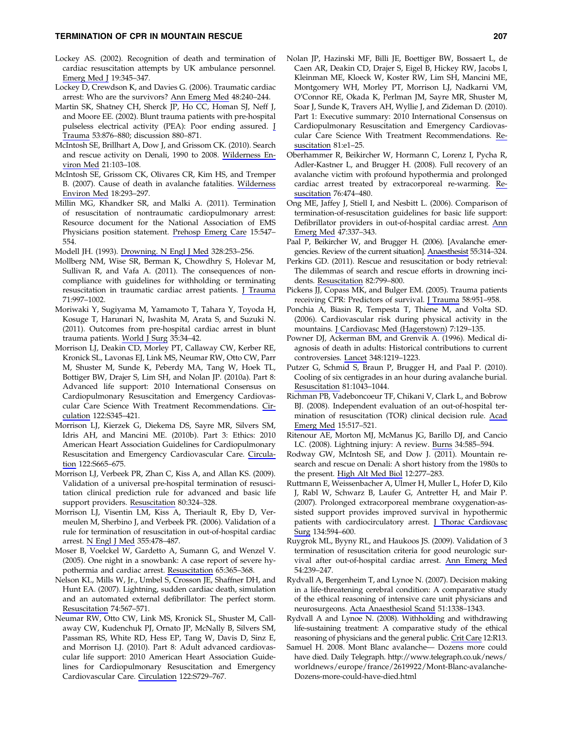Lockey AS. (2002). Recognition of death and termination of cardiac resuscitation attempts by UK ambulance personnel. Emerg Med J 19:345–347.

Lockey D, Crewdson K, and Davies G. (2006). Traumatic cardiac arrest: Who are the survivors? Ann Emerg Med 48:240–244.

Martin SK, Shatney CH, Sherck JP, Ho CC, Homan SJ, Neff J, and Moore EE. (2002). Blunt trauma patients with pre-hospital pulseless electrical activity (PEA): Poor ending assured. J Trauma 53:876–880; discussion 880–871.

McIntosh SE, Brillhart A, Dow J, and Grissom CK. (2010). Search and rescue activity on Denali, 1990 to 2008. Wilderness Environ Med 21:103–108.

McIntosh SE, Grissom CK, Olivares CR, Kim HS, and Tremper B. (2007). Cause of death in avalanche fatalities. Wilderness Environ Med 18:293–297.

Millin MG, Khandker SR, and Malki A. (2011). Termination of resuscitation of nontraumatic cardiopulmonary arrest: Resource document for the National Association of EMS Physicians position statement. Prehosp Emerg Care 15:547–554.

Modell JH. (1993). Drowning. N Engl J Med 328:253–256.

Mollberg NM, Wise SR, Berman K, Chowdhry S, Holevar M, Sullivan R, and Vafa A. (2011). The consequences of noncompliance with guidelines for withholding or terminating resuscitation in traumatic cardiac arrest patients. J Trauma 71:997–1002.

Moriwaki Y, Sugiyama M, Yamamoto T, Tahara Y, Toyoda H, Kosuge T, Harunari N, Iwashita M, Arata S, and Suzuki N. (2011). Outcomes from pre-hospital cardiac arrest in blunt trauma patients. World J Surg 35:34–42.

Morrison LJ, Deakin CD, Morley PT, Callaway CW, Kerber RE, Kronick SL, Lavonas EJ, Link MS, Neumar RW, Otto CW, Parr M, Shuster M, Sunde K, Peberdy MA, Tang W, Hoek TL, Bottiger BW, Drajer S, Lim SH, and Nolan JP. (2010a). Part 8: Advanced life support: 2010 International Consensus on Cardiopulmonary Resuscitation and Emergency Cardiovascular Care Science With Treatment Recommendations. Circulation 122:S345–421.

Morrison LJ, Kierzek G, Diekema DS, Sayre MR, Silvers SM, Idris AH, and Mancini ME. (2010b). Part 3: Ethics: 2010 American Heart Association Guidelines for Cardiopulmonary Resuscitation and Emergency Cardiovascular Care. Circulation 122:S665–675.

Morrison LJ, Verbeek PR, Zhan C, Kiss A, and Allan KS. (2009). Validation of a universal pre-hospital termination of resuscitation clinical prediction rule for advanced and basic life support providers. Resuscitation 80:324–328.

Morrison LJ, Visentin LM, Kiss A, Theriault R, Eby D, Vermeulen M, Sherbino J, and Verbeek PR. (2006). Validation of a rule for termination of resuscitation in out-of-hospital cardiac arrest. N Engl J Med 355:478–487.

Moser B, Voelckel W, Gardetto A, Sumann G, and Wenzel V. (2005). One night in a snowbank: A case report of severe hypothermia and cardiac arrest. Resuscitation 65:365–368.

Nelson KL, Mills W, Jr., Umbel S, Crosson JE, Shaffner DH, and Hunt EA. (2007). Lightning, sudden cardiac death, simulation and an automated external defibrillator: The perfect storm. Resuscitation 74:567–571.

Neumar RW, Otto CW, Link MS, Kronick SL, Shuster M, Callaway CW, Kudenchuk PJ, Ornato JP, McNally B, Silvers SM, Passman RS, White RD, Hess EP, Tang W, Davis D, Sinz E, and Morrison LJ. (2010). Part 8: Adult advanced cardiovascular life support: 2010 American Heart Association Guidelines for Cardiopulmonary Resuscitation and Emergency Cardiovascular Care. Circulation 122:S729–767.

Nolan JP, Hazinski MF, Billi JE, Boettiger BW, Bossaert L, de Caen AR, Deakin CD, Drajer S, Eigel B, Hickey RW, Jacobs I, Kleinman ME, Kloeck W, Koster RW, Lim SH, Mancini ME, Montgomery WH, Morley PT, Morrison LJ, Nadkarni VM, O'Connor RE, Okada K, Perlman JM, Sayre MR, Shuster M, Soar J, Sunde K, Travers AH, Wyllie J, and Zideman D. (2010). Part 1: Executive summary: 2010 International Consensus on Cardiopulmonary Resuscitation and Emergency Cardiovascular Care Science With Treatment Recommendations. Resuscitation 81:e1–25.

Oberhammer R, Beikircher W, Hormann C, Lorenz I, Pycha R, Adler-Kastner L, and Brugger H. (2008). Full recovery of an avalanche victim with profound hypothermia and prolonged cardiac arrest treated by extracorporeal re-warming. Resuscitation 76:474–480.

Ong ME, Jaffey J, Stiell I, and Nesbitt L. (2006). Comparison of termination-of-resuscitation guidelines for basic life support: Defibrillator providers in out-of-hospital cardiac arrest. Ann Emerg Med 47:337–343.

Paal P, Beikircher W, and Brugger H. (2006). [Avalanche emergencies. Review of the current situation]. Anaesthesist 55:314–324.

Perkins GD. (2011). Rescue and resuscitation or body retrieval: The dilemmas of search and rescue efforts in drowning incidents. Resuscitation 82:799–800.

Pickens JJ, Copass MK, and Bulger EM. (2005). Trauma patients receiving CPR: Predictors of survival. J Trauma 58:951–958.

Ponchia A, Biasin R, Tempesta T, Thiene M, and Volta SD. (2006). Cardiovascular risk during physical activity in the mountains. J Cardiovasc Med (Hagerstown) 7:129–135.

Powner DJ, Ackerman BM, and Grenvik A. (1996). Medical diagnosis of death in adults: Historical contributions to current controversies. Lancet 348:1219–1223.

Putzer G, Schmid S, Braun P, Brugger H, and Paal P. (2010). Cooling of six centigrades in an hour during avalanche burial. Resuscitation 81:1043–1044.

Richman PB, Vadeboncoeur TF, Chikani V, Clark L, and Bobrow BJ. (2008). Independent evaluation of an out-of-hospital termination of resuscitation (TOR) clinical decision rule. Acad Emerg Med 15:517–521.

Ritenour AE, Morton MJ, McManus JG, Barillo DJ, and Cancio LC. (2008). Lightning injury: A review. Burns 34:585–594.

Rodway GW, McIntosh SE, and Dow J. (2011). Mountain research and rescue on Denali: A short history from the 1980s to the present. High Alt Med Biol 12:277–283.

Ruttmann E, Weissenbacher A, Ulmer H, Muller L, Hofer D, Kilo J, Rabl W, Schwarz B, Laufer G, Antretter H, and Mair P. (2007). Prolonged extracorporeal membrane oxygenation-assisted support provides improved survival in hypothermic patients with cardiocirculatory arrest. J Thorac Cardiovasc Surg 134:594–600.

Ruygrok ML, Byyny RL, and Haukoos JS. (2009). Validation of 3 termination of resuscitation criteria for good neurologic survival after out-of-hospital cardiac arrest. Ann Emerg Med 54:239–247.

Rydvall A, Bergenheim T, and Lynoe N. (2007). Decision making in a life-threatening cerebral condition: A comparative study of the ethical reasoning of intensive care unit physicians and neurosurgeons. Acta Anaesthesiol Scand 51:1338–1343.

Rydvall A and Lynoe N. (2008). Withholding and withdrawing life-sustaining treatment: A comparative study of the ethical reasoning of physicians and the general public. Crit Care 12:R13.

Samuel H. 2008. Mont Blanc avalanche— Dozens more could have died. Daily Telegraph. http://www.telegraph.co.uk/news/worldnews/europe/france/2619922/Mont-Blanc-avalanche-Dozens-more-could-have-died.html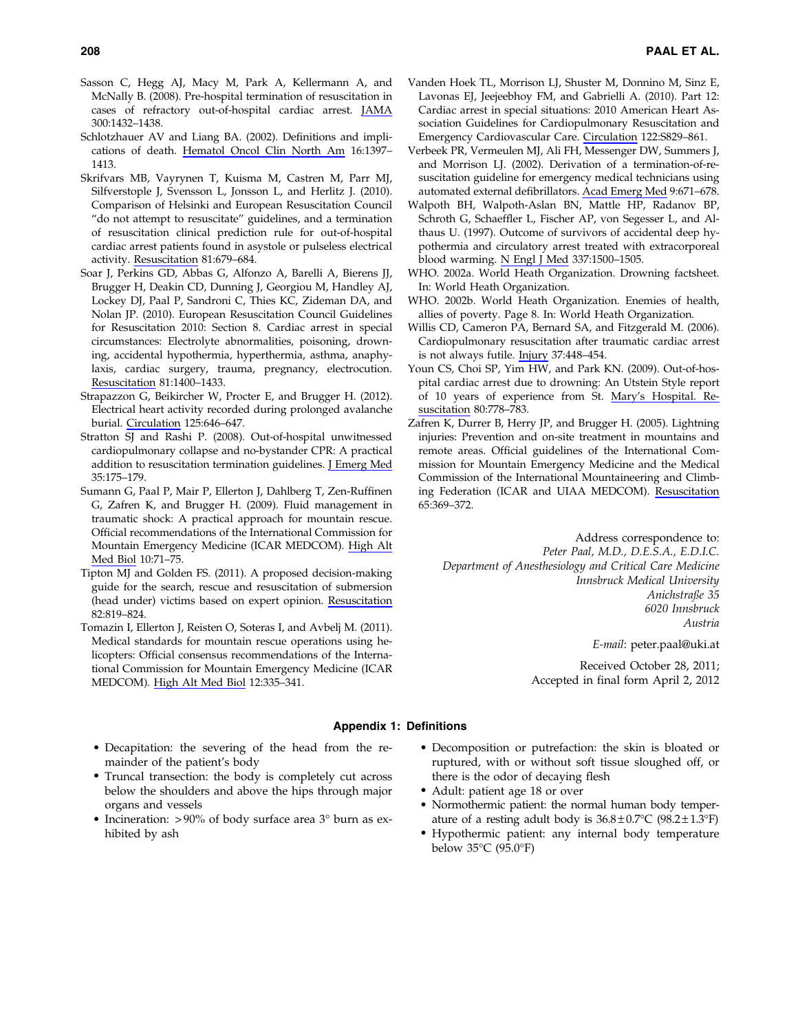Sasson C, Hegg AJ, Macy M, Park A, Kellermann A, and McNally B. (2008). Pre-hospital termination of resuscitation in cases of refractory out-of-hospital cardiac arrest. JAMA 300:1432–1438.

Schlotzhauer AV and Liang BA. (2002). Definitions and implications of death. Hematol Oncol Clin North Am 16:1397–1413.

Skrifvars MB, Vayrynen T, Kuisma M, Castren M, Parr MJ, Silfverstople J, Svensson L, Jonsson L, and Herlitz J. (2010). Comparison of Helsinki and European Resuscitation Council "do not attempt to resuscitate" guidelines, and a termination of resuscitation clinical prediction rule for out-of-hospital cardiac arrest patients found in asystole or pulseless electrical activity. Resuscitation 81:679–684.

Soar J, Perkins GD, Abbas G, Alfonzo A, Barelli A, Bierens JJ, Brugger H, Deakin CD, Dunning J, Georgiou M, Handley AJ, Lockey DJ, Paal P, Sandroni C, Thies KC, Zideman DA, and Nolan JP. (2010). European Resuscitation Council Guidelines for Resuscitation 2010: Section 8. Cardiac arrest in special circumstances: Electrolyte abnormalities, poisoning, drowning, accidental hypothermia, hyperthermia, asthma, anaphylaxis, cardiac surgery, trauma, pregnancy, electrocution. Resuscitation 81:1400–1433.

Strapazzon G, Beikircher W, Procter E, and Brugger H. (2012). Electrical heart activity recorded during prolonged avalanche burial. Circulation 125:646–647.

Stratton SJ and Rashi P. (2008). Out-of-hospital unwitnessed cardiopulmonary collapse and no-bystander CPR: A practical addition to resuscitation termination guidelines. J Emerg Med 35:175–179.

Sumann G, Paal P, Mair P, Ellerton J, Dahlberg T, Zen-Ruffinen G, Zafren K, and Brugger H. (2009). Fluid management in traumatic shock: A practical approach for mountain rescue. Official recommendations of the International Commission for Mountain Emergency Medicine (ICAR MEDCOM). High Alt Med Biol 10:71–75.

Tipton MJ and Golden FS. (2011). A proposed decision-making guide for the search, rescue and resuscitation of submersion (head under) victims based on expert opinion. Resuscitation 82:819–824.

Tomazin I, Ellerton J, Reisten O, Soteras I, and Avbelj M. (2011). Medical standards for mountain rescue operations using helicopters: Official consensus recommendations of the International Commission for Mountain Emergency Medicine (ICAR MEDCOM). High Alt Med Biol 12:335–341.

Vanden Hoek TL, Morrison LJ, Shuster M, Donnino M, Sinz E, Lavonas EJ, Jeejeebhoy FM, and Gabrielli A. (2010). Part 12: Cardiac arrest in special situations: 2010 American Heart Association Guidelines for Cardiopulmonary Resuscitation and Emergency Cardiovascular Care. Circulation 122:S829–861.

Verbeek PR, Vermeulen MJ, Ali FH, Messenger DW, Summers J, and Morrison LJ. (2002). Derivation of a termination-of-resuscitation guideline for emergency medical technicians using automated external defibrillators. Acad Emerg Med 9:671–678.

Walpoth BH, Walpoth-Aslan BN, Mattle HP, Radanov BP, Schroth G, Schaeffler L, Fischer AP, von Segesser L, and Althaus U. (1997). Outcome of survivors of accidental deep hypothermia and circulatory arrest treated with extracorporeal blood warming. N Engl J Med 337:1500–1505.

WHO. 2002a. World Heath Organization. Drowning factsheet. In: World Heath Organization.

WHO. 2002b. World Heath Organization. Enemies of health, allies of poverty. Page 8. In: World Heath Organization.

Willis CD, Cameron PA, Bernard SA, and Fitzgerald M. (2006). Cardiopulmonary resuscitation after traumatic cardiac arrest is not always futile. Injury 37:448–454.

Youn CS, Choi SP, Yim HW, and Park KN. (2009). Out-of-hospital cardiac arrest due to drowning: An Utstein Style report of 10 years of experience from St. Mary's Hospital. Resuscitation 80:778–783.

Zafren K, Durrer B, Herry JP, and Brugger H. (2005). Lightning injuries: Prevention and on-site treatment in mountains and remote areas. Official guidelines of the International Commission for Mountain Emergency Medicine and the Medical Commission of the International Mountaineering and Climbing Federation (ICAR and UIAA MEDCOM). Resuscitation 65:369–372.

Address correspondence to:
*Peter Paal, M.D., D.E.S.A., E.D.I.C.*
*Department of Anesthesiology and Critical Care Medicine*
*Innsbruck Medical University*
*Anichstraße 35*
*6020 Innsbruck*
*Austria*

*E-mail*: peter.paal@uki.at

Received October 28, 2011;
Accepted in final form April 2, 2012

## Appendix 1: Definitions

- Decapitation: the severing of the head from the remainder of the patient's body
- Truncal transection: the body is completely cut across below the shoulders and above the hips through major organs and vessels
- Incineration: >90% of body surface area 3° burn as exhibited by ash
- Decomposition or putrefaction: the skin is bloated or ruptured, with or without soft tissue sloughed off, or there is the odor of decaying flesh
- Adult: patient age 18 or over
- Normothermic patient: the normal human body temperature of a resting adult body is $36.8 \pm 0.7$°C ($98.2 \pm 1.3$°F)
- Hypothermic patient: any internal body temperature below 35°C (95.0°F)